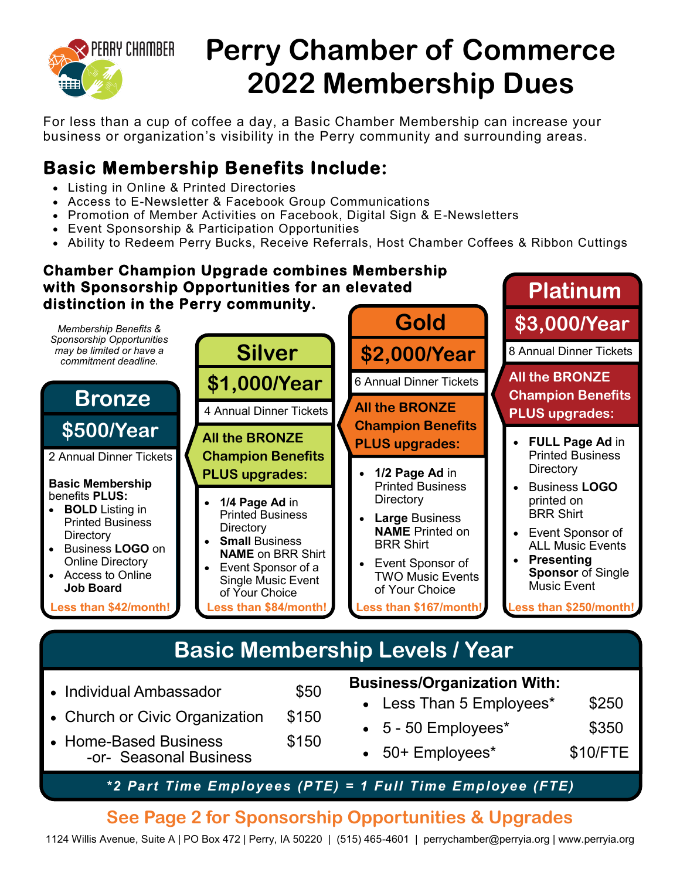# Perry Chamber of Commerce 2022 Membership Dues

For less than a cup of coffee a day, a Basic Chamber Membership can increase your business or organization's visibility in the Perry community and surrounding areas.

## Basic Membership Benefits Include:

- Listing in Online & Printed Directories
- Access to E-Newsletter & Facebook Group Communications
- Promotion of Member Activities on Facebook, Digital Sign & E-Newsletters
- Event Sponsorship & Participation Opportunities
- Ability to Redeem Perry Bucks, Receive Referrals, Host Chamber Coffees & Ribbon Cuttings

**Chamber Champion Upgrade combines Membership with Sponsorship Opportunities for an elevated distinction in the Perry community.**

*Membership Benefits & Sponsorship Opportunities may be limited or have a commitment deadline.*

### Bronze — $500/Year

2 Annual Dinner Tickets

**Basic Membership** benefits **PLUS:**

- **BOLD** Listing in Printed Business Directory
- Business **LOGO** on Online Directory
- Access to Online **Job Board**

**Less than $42/month!**

### Silver — $1,000/Year

4 Annual Dinner Tickets

**All the BRONZE Champion Benefits PLUS upgrades:**

- **1/4 Page Ad** in Printed Business Directory
- **Small** Business **NAME** on BRR Shirt
- Event Sponsor of a Single Music Event of Your Choice

**Less than $84/month!**

### Gold — $2,000/Year

6 Annual Dinner Tickets

**All the BRONZE Champion Benefits PLUS upgrades:**

- **1/2 Page Ad** in Printed Business Directory
- **Large** Business **NAME** Printed on BRR Shirt
- Event Sponsor of TWO Music Events of Your Choice

**Less than $167/month!**

### Platinum — $3,000/Year

8 Annual Dinner Tickets

**All the BRONZE Champion Benefits PLUS upgrades:**

- **FULL Page Ad** in Printed Business Directory
- Business **LOGO** printed on BRR Shirt
- Event Sponsor of ALL Music Events
- **Presenting Sponsor** of Single Music Event

**Less than $250/month!**

## Basic Membership Levels / Year

- Individual Ambassador — $50
- Church or Civic Organization — $150
- Home-Based Business -or- Seasonal Business — $150

**Business/Organization With:**

- Less Than 5 Employees* — $250
- 5 - 50 Employees* — $350
- 50+ Employees* — $10/FTE

***2 Part Time Employees (PTE) = 1 Full Time Employee (FTE)***

**See Page 2 for Sponsorship Opportunities & Upgrades**

1124 Willis Avenue, Suite A | PO Box 472 | Perry, IA 50220 | (515) 465-4601 | perrychamber@perryia.org | www.perryia.org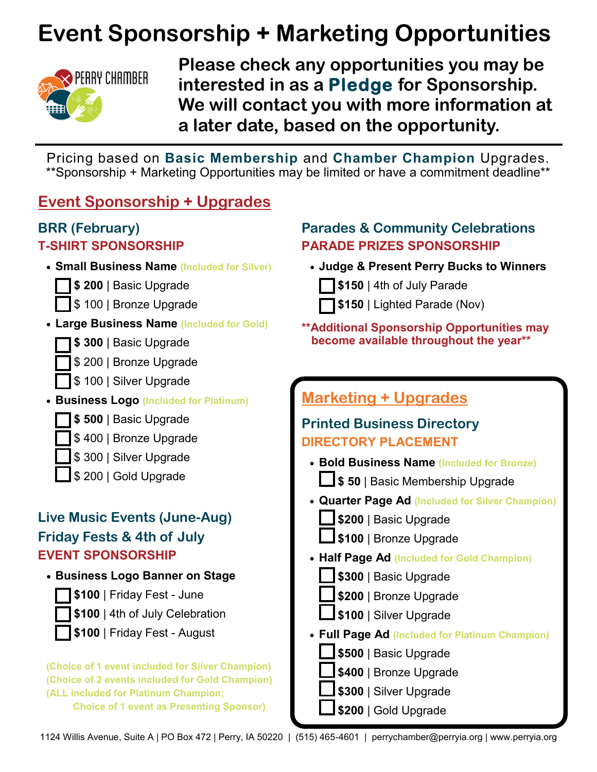# Event Sponsorship + Marketing Opportunities

**Please check any opportunities you may be interested in as a Pledge for Sponsorship. We will contact you with more information at a later date, based on the opportunity.**

Pricing based on **Basic Membership** and **Chamber Champion** Upgrades.
**Sponsorship + Marketing Opportunities may be limited or have a commitment deadline**

## Event Sponsorship + Upgrades

### BRR (February)
**T-SHIRT SPONSORSHIP**

- **Small Business Name** (Included for Silver)
  - ☐ **$ 200** | Basic Upgrade
  - ☐ $ 100 | Bronze Upgrade
- **Large Business Name** (Included for Gold)
  - ☐ **$ 300** | Basic Upgrade
  - ☐ $ 200 | Bronze Upgrade
  - ☐ $ 100 | Silver Upgrade
- **Business Logo** (Included for Platinum)
  - ☐ **$ 500** | Basic Upgrade
  - ☐ $ 400 | Bronze Upgrade
  - ☐ $ 300 | Silver Upgrade
  - ☐ $ 200 | Gold Upgrade

### Live Music Events (June-Aug)
### Friday Fests & 4th of July
**EVENT SPONSORSHIP**

- **Business Logo Banner on Stage**
  - ☐ **$100** | Friday Fest - June
  - ☐ **$100** | 4th of July Celebration
  - ☐ **$100** | Friday Fest - August

(Choice of 1 event included for Silver Champion)
(Choice of 2 events included for Gold Champion)
(ALL included for Platinum Champion;
Choice of 1 event as Presenting Sponsor)

### Parades & Community Celebrations
**PARADE PRIZES SPONSORSHIP**

- **Judge & Present Perry Bucks to Winners**
  - ☐ **$150** | 4th of July Parade
  - ☐ **$150** | Lighted Parade (Nov)

**Additional Sponsorship Opportunities may become available throughout the year**

## Marketing + Upgrades

### Printed Business Directory
**DIRECTORY PLACEMENT**

- **Bold Business Name** (Included for Bronze)
  - ☐ **$ 50** | Basic Membership Upgrade
- **Quarter Page Ad** (Included for Silver Champion)
  - ☐ **$200** | Basic Upgrade
  - ☐ **$100** | Bronze Upgrade
- **Half Page Ad** (Included for Gold Champion)
  - ☐ **$300** | Basic Upgrade
  - ☐ **$200** | Bronze Upgrade
  - ☐ **$100** | Silver Upgrade
- **Full Page Ad** (Included for Platinum Champion)
  - ☐ **$500** | Basic Upgrade
  - ☐ **$400** | Bronze Upgrade
  - ☐ **$300** | Silver Upgrade
  - ☐ **$200** | Gold Upgrade

1124 Willis Avenue, Suite A | PO Box 472 | Perry, IA 50220 | (515) 465-4601 | perrychamber@perryia.org | www.perryia.org